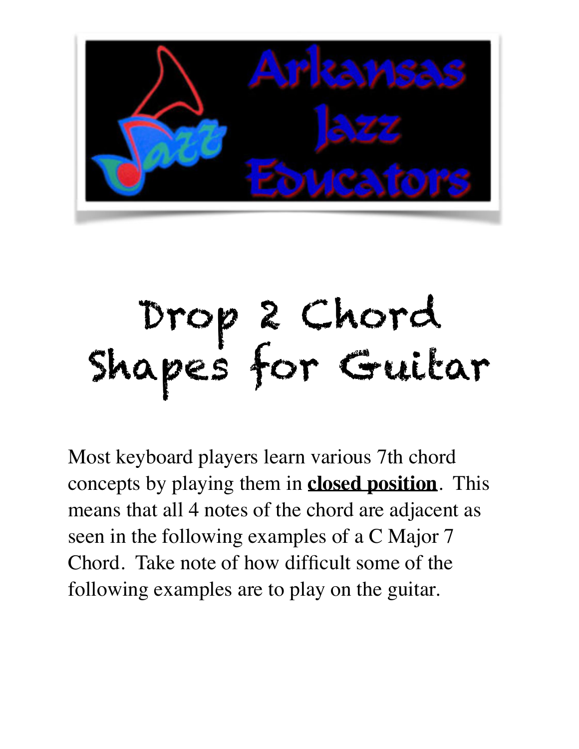# Drop 2 Chord Shapes for Guitar

Most keyboard players learn various 7th chord concepts by playing them in **closed position**. This means that all 4 notes of the chord are adjacent as seen in the following examples of a C Major 7 Chord. Take note of how difficult some of the following examples are to play on the guitar.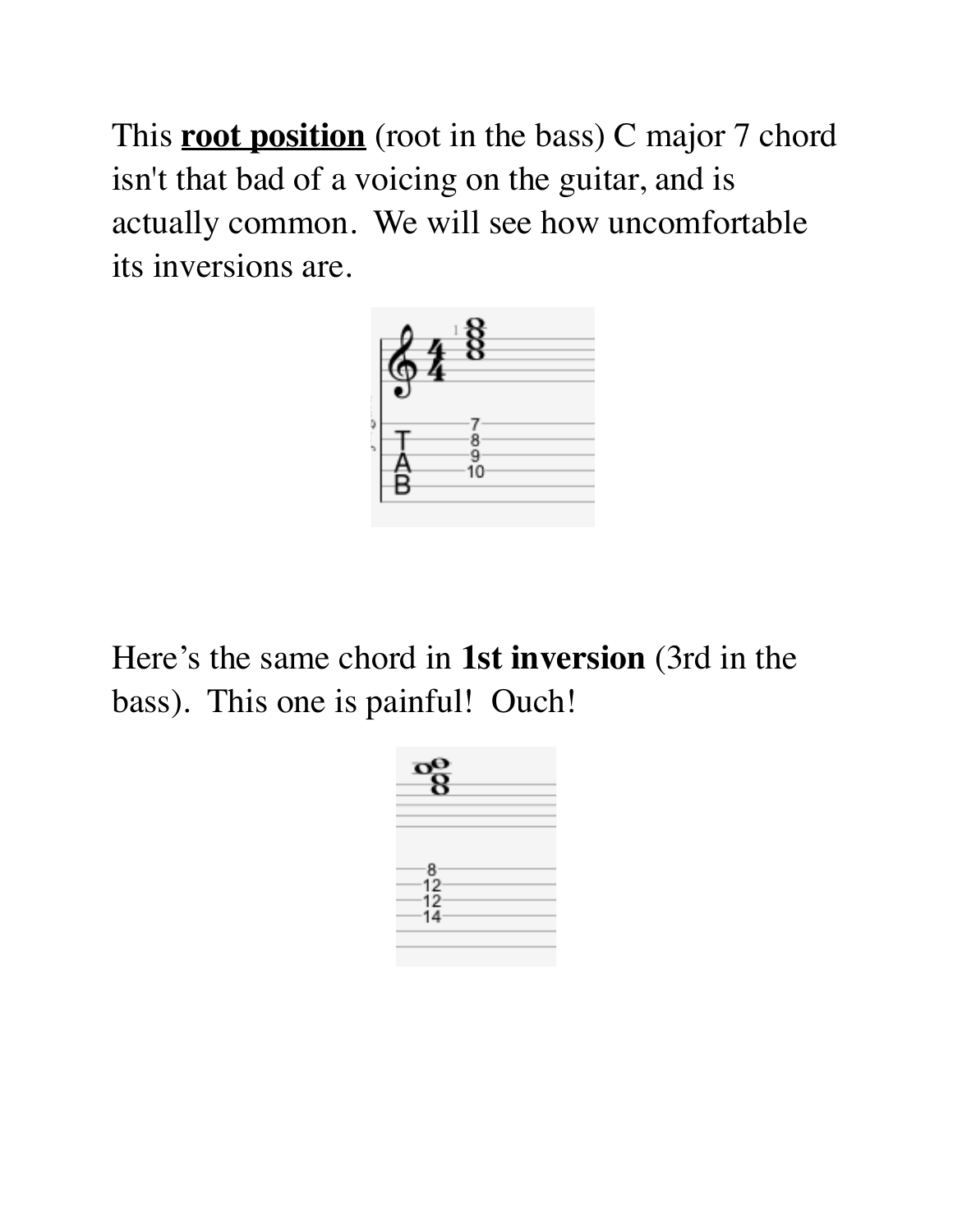This **root position** (root in the bass) C major 7 chord isn't that bad of a voicing on the guitar, and is actually common. We will see how uncomfortable its inversions are.

Here's the same chord in **1st inversion** (3rd in the bass). This one is painful! Ouch!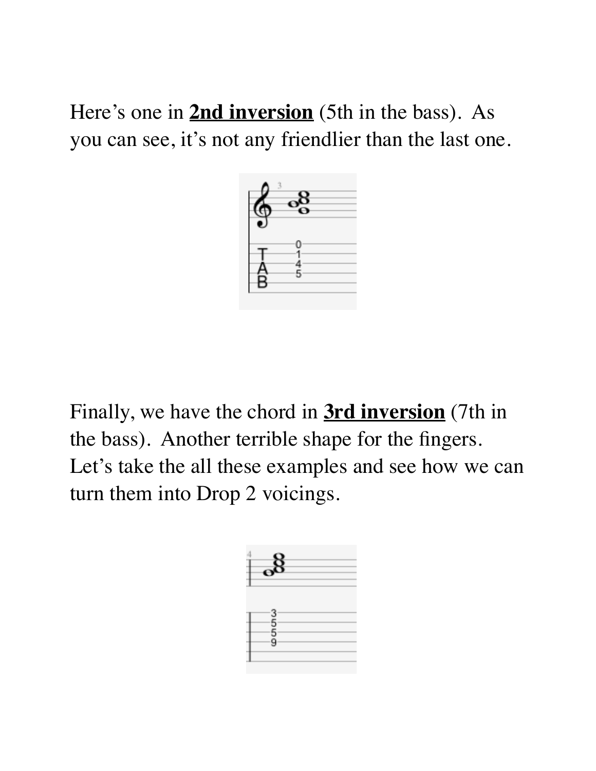Here's one in **<u>2nd inversion</u>** (5th in the bass).  As you can see, it's not any friendlier than the last one.

Finally, we have the chord in **<u>3rd inversion</u>** (7th in the bass).  Another terrible shape for the fingers. Let's take the all these examples and see how we can turn them into Drop 2 voicings.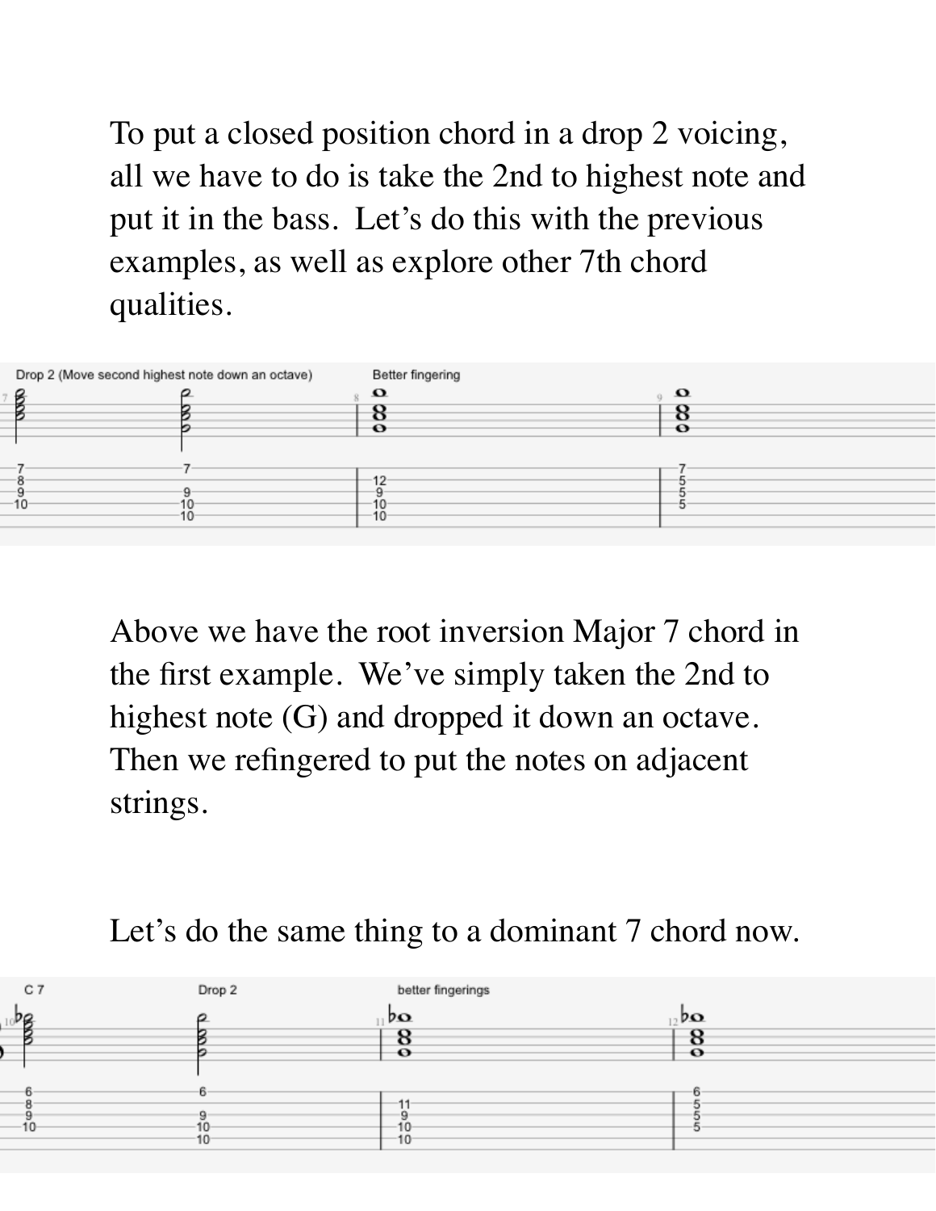To put a closed position chord in a drop 2 voicing, all we have to do is take the 2nd to highest note and put it in the bass.  Let's do this with the previous examples, as well as explore other 7th chord qualities.

Above we have the root inversion Major 7 chord in the first example.  We've simply taken the 2nd to highest note (G) and dropped it down an octave.  Then we refingered to put the notes on adjacent strings.

Let's do the same thing to a dominant 7 chord now.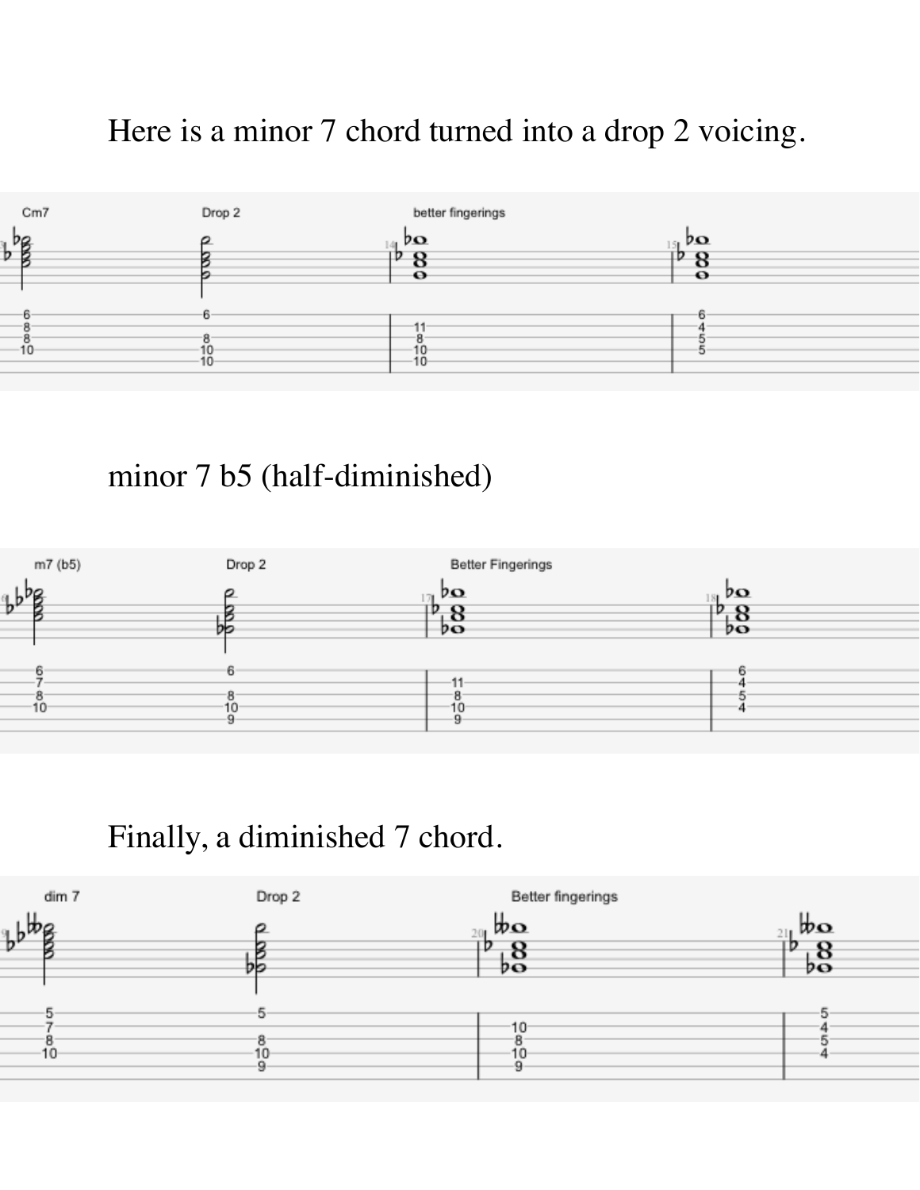Here is a minor 7 chord turned into a drop 2 voicing.

Cm7

Drop 2

better fingerings

```
Cm7      Drop 2     better fingerings
6        6          |                |
8                   |  11            |  6
8        8          |  8             |  4
10       10         |  10            |  5
         10         |  10            |  5
```

minor 7 b5 (half-diminished)

m7 (b5)

Drop 2

Better Fingerings

```
m7 (b5)  Drop 2     Better Fingerings
6        6          |                |
7                   |  11            |  6
8        8          |  8             |  4
10       10         |  10            |  5
         9          |  9             |  4
```

Finally, a diminished 7 chord.

dim 7

Drop 2

Better fingerings

```
dim 7    Drop 2     Better fingerings
5        5          |                |
7                   |  10            |  5
8        8          |  8             |  4
10       10         |  10            |  5
         9          |  9             |  4
```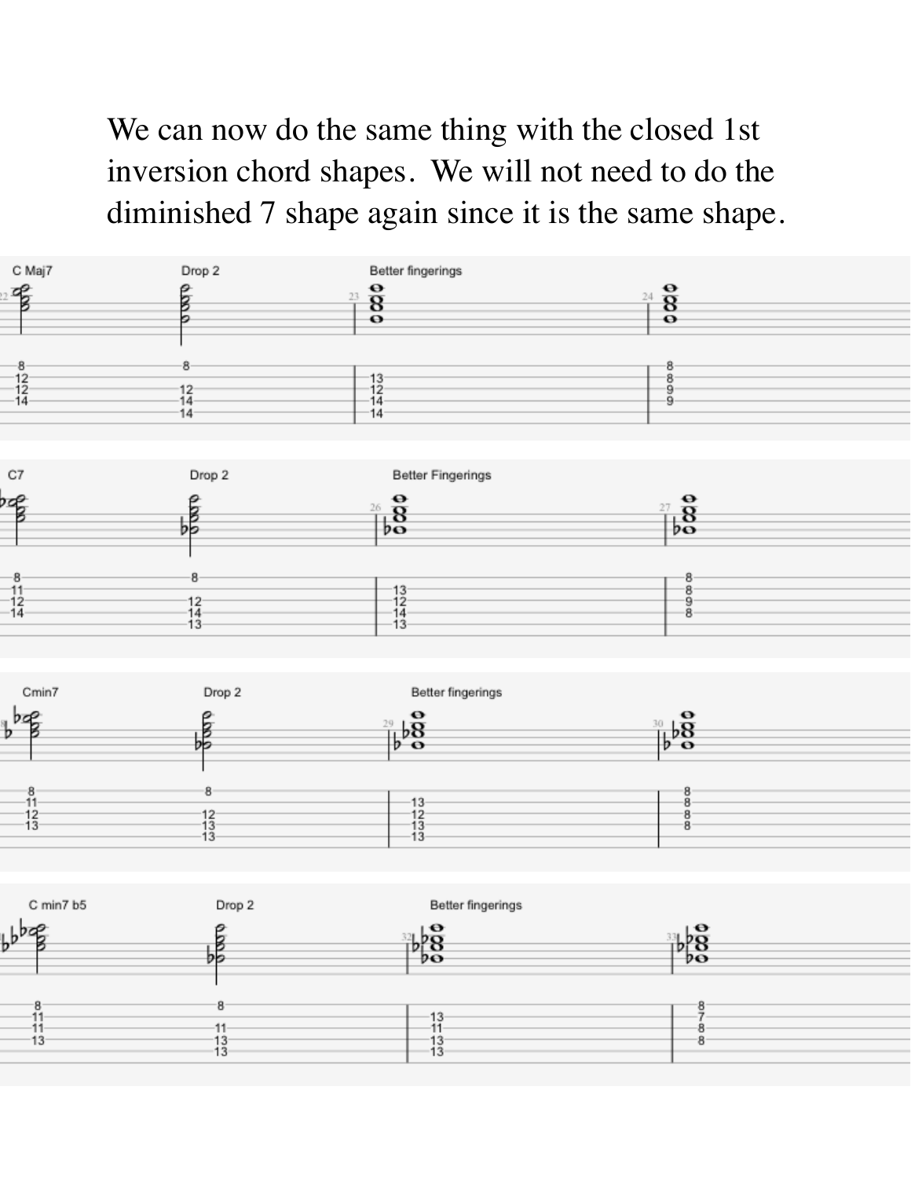We can now do the same thing with the closed 1st inversion chord shapes.  We will not need to do the diminished 7 shape again since it is the same shape.

C Maj7 | Drop 2 | Better fingerings

```
C Maj7      Drop 2      Better fingerings
--8--       --8--       |--13--      |--8--
--12-       -----       |--12--      |--8--
--12-       --12-       |--14--      |--9--
--14-       --14-       |--14--      |--9--
-----       --14-       |            |
```

C7 | Drop 2 | Better Fingerings

```
C7          Drop 2      Better Fingerings
--8--       --8--       |--13--      |--8--
--11-       -----       |--12--      |--8--
--12-       --12-       |--14--      |--9--
--14-       --14-       |--13--      |--8--
-----       --13-       |            |
```

Cmin7 | Drop 2 | Better fingerings

```
Cmin7       Drop 2      Better fingerings
--8--       --8--       |--13--      |--8--
--11-       -----       |--12--      |--8--
--12-       --12-       |--13--      |--8--
--13-       --13-       |--13--      |--8--
-----       --13-       |            |
```

C min7 b5 | Drop 2 | Better fingerings

```
C min7 b5   Drop 2      Better fingerings
--8--       --8--       |--13--      |--8--
--11-       -----       |--11--      |--7--
--11-       --11-       |--13--      |--8--
--13-       --13-       |--13--      |--8--
-----       --13-       |            |
```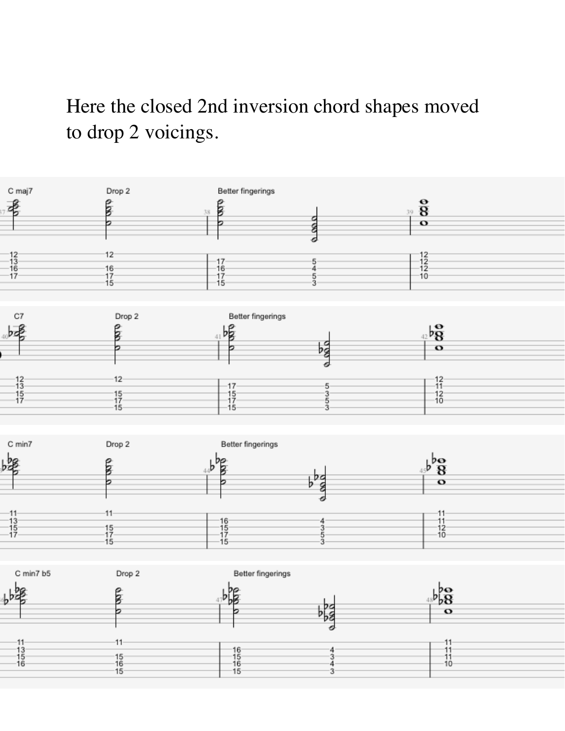Here the closed 2nd inversion chord shapes moved to drop 2 voicings.

**C maj7** — **Drop 2** — **Better fingerings**

```
C maj7   Drop 2   Better fingerings
12       12
13                17        5         12
16       16       16        4         12
17       17       17        5         12
         15       15        3         10
```

**C7** — **Drop 2** — **Better fingerings**

```
C7       Drop 2   Better fingerings
12       12
13                17        5         12
15       15       15        3         11
17       17       17        5         12
         15       15        3         10
```

**C min7** — **Drop 2** — **Better fingerings**

```
C min7   Drop 2   Better fingerings
11       11
13                16        4         11
15       15       15        3         11
17       17       17        5         12
         15       15        3         10
```

**C min7 b5** — **Drop 2** — **Better fingerings**

```
C min7 b5  Drop 2   Better fingerings
11         11
13                  16        4         11
15         15       15        3         11
16         16       16        4         11
           15       15        3         10
```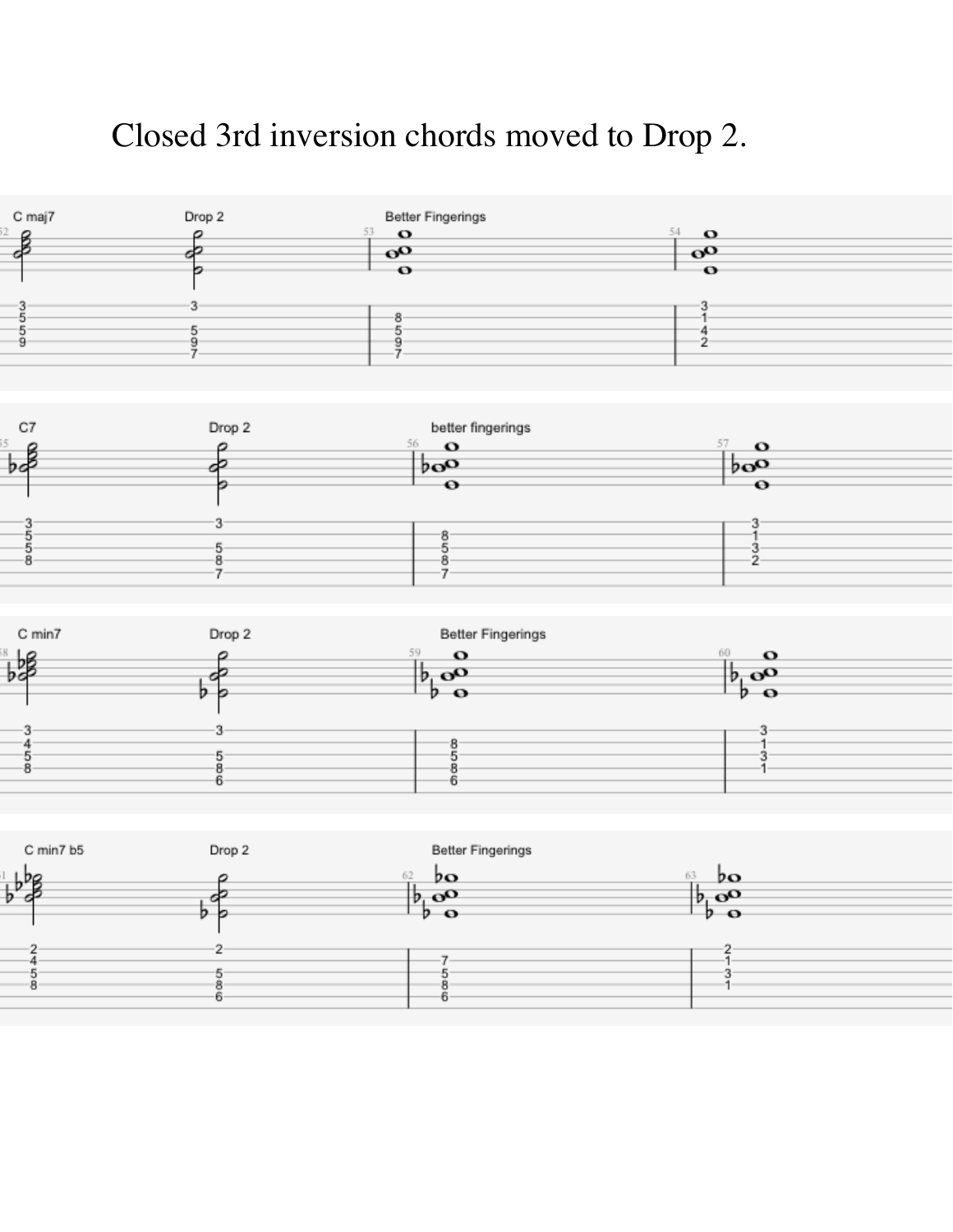# Closed 3rd inversion chords moved to Drop 2.

**C maj7** | Drop 2 | Better Fingerings

```
C maj7     Drop 2     | Better Fingerings |
e|-3-------3----------|--------------------|-3---
B|-5------------------|-8------------------|-1---
G|-5-------5----------|-5------------------|-4---
D|-9-------9----------|-9------------------|-2---
A|---------7----------|-7------------------|-----
E|--------------------|--------------------|-----
```

**C7** | Drop 2 | better fingerings

```
C7         Drop 2     | better fingerings  |
e|-3-------3----------|--------------------|-3---
B|-5------------------|-8------------------|-1---
G|-5-------5----------|-5------------------|-3---
D|-8-------8----------|-8------------------|-2---
A|---------7----------|-7------------------|-----
E|--------------------|--------------------|-----
```

**C min7** | Drop 2 | Better Fingerings

```
C min7     Drop 2     | Better Fingerings  |
e|-3-------3----------|--------------------|-3---
B|-4------------------|-8------------------|-1---
G|-5-------5----------|-5------------------|-3---
D|-8-------8----------|-8------------------|-1---
A|---------6----------|-6------------------|-----
E|--------------------|--------------------|-----
```

**C min7 b5** | Drop 2 | Better Fingerings

```
C min7 b5  Drop 2     | Better Fingerings  |
e|-2-------2----------|--------------------|-2---
B|-4------------------|-7------------------|-1---
G|-5-------5----------|-5------------------|-3---
D|-8-------8----------|-8------------------|-1---
A|---------6----------|-6------------------|-----
E|--------------------|--------------------|-----
```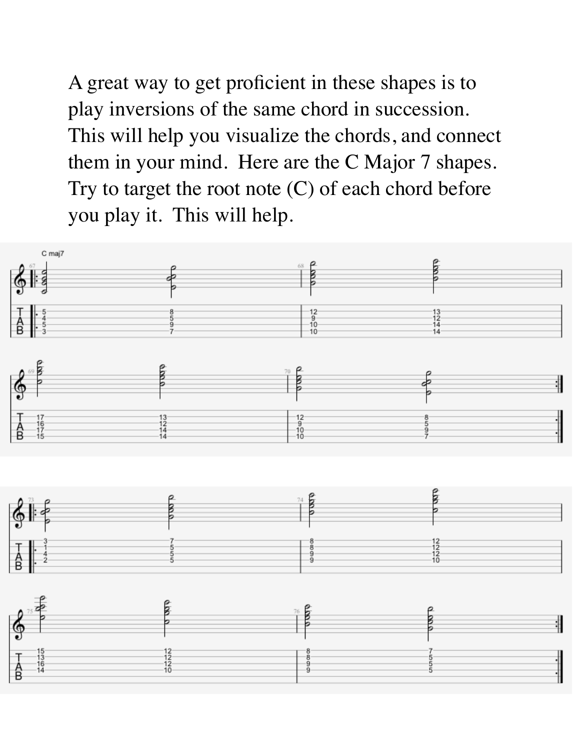A great way to get proficient in these shapes is to play inversions of the same chord in succession. This will help you visualize the chords, and connect them in your mind. Here are the C Major 7 shapes. Try to target the root note (C) of each chord before you play it. This will help.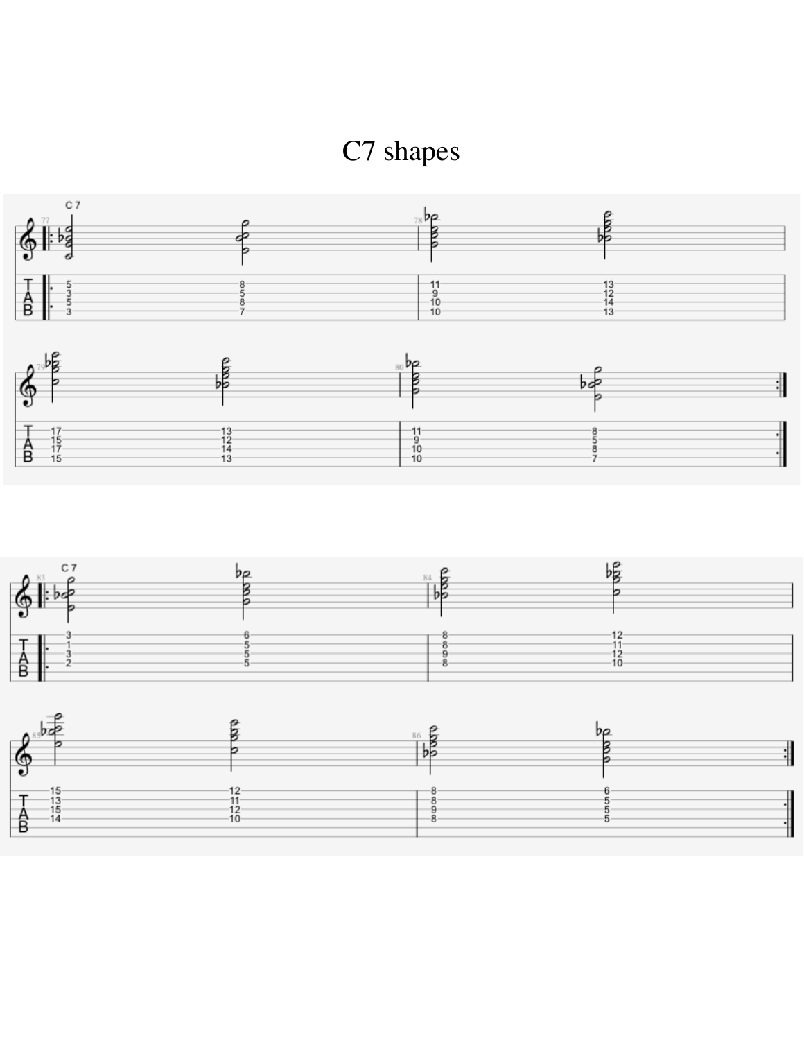# C7 shapes

```
C7
Measures 77–80

T |: 5 ---- 8 ---- | 11 ---- 13 ---- |
A |  3 ---- 5 ---- |  9 ---- 12 ---- |
B |  5 ---- 8 ---- | 10 ---- 14 ---- |
  |  3 ---- 7 ---- | 10 ---- 13 ---- |

T | 17 ---- 13 ---- | 11 ---- 8 ---- :|
A | 15 ---- 12 ---- |  9 ---- 5 ---- :|
B | 17 ---- 14 ---- | 10 ---- 8 ---- :|
  | 15 ---- 13 ---- | 10 ---- 7 ---- :|
```

```
C7
Measures 83–86

T |: 3 ---- 6 ---- | 8 ---- 12 ---- |
A |  1 ---- 5 ---- | 8 ---- 11 ---- |
B |  3 ---- 5 ---- | 9 ---- 12 ---- |
  |  2 ---- 5 ---- | 8 ---- 10 ---- |

T | 15 ---- 12 ---- | 8 ---- 6 ---- :|
A | 13 ---- 11 ---- | 8 ---- 5 ---- :|
B | 15 ---- 12 ---- | 9 ---- 5 ---- :|
  | 14 ---- 10 ---- | 8 ---- 5 ---- :|
```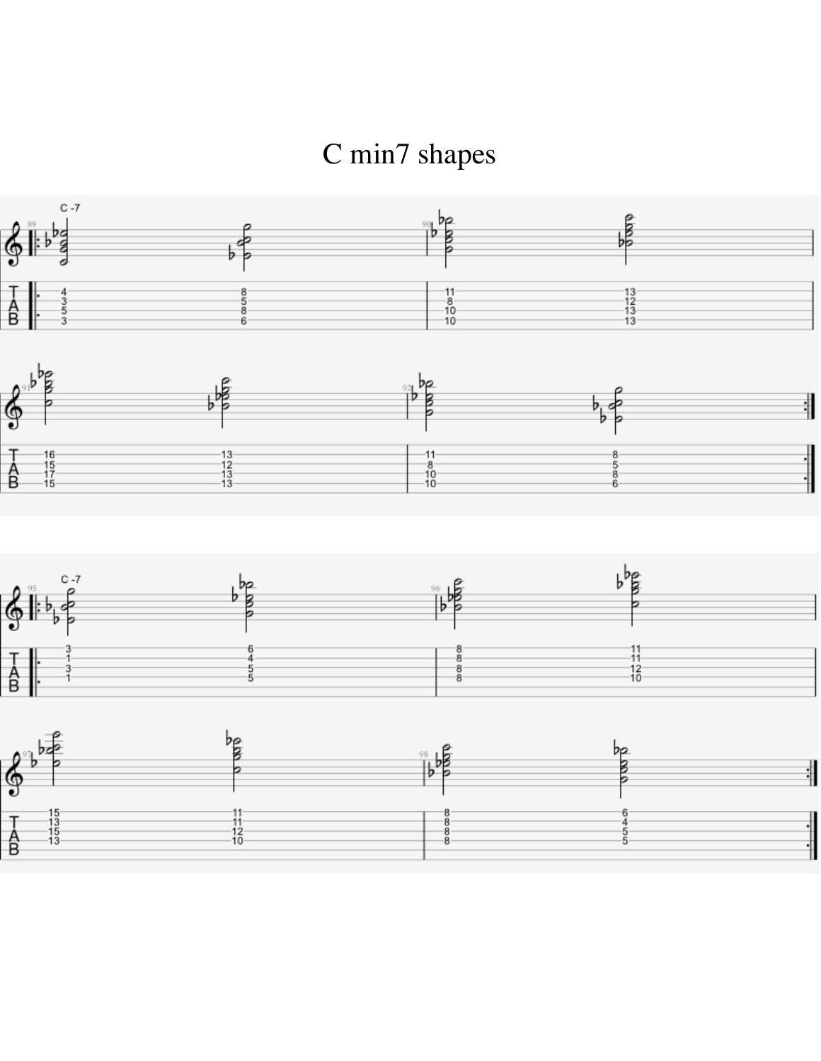# C min7 shapes

C -7

| Measure | Chord | String 1 | String 2 | String 3 | String 4 |
|---|---|---|---|---|---|
| 89 | 1 | 4 | 3 | 5 | 3 |
| 89 | 2 | 8 | 5 | 8 | 6 |
| 90 | 1 | 11 | 8 | 10 | 10 |
| 90 | 2 | 13 | 12 | 13 | 13 |
| 91 | 1 | 16 | 15 | 17 | 15 |
| 91 | 2 | 13 | 12 | 13 | 13 |
| 92 | 1 | 11 | 8 | 10 | 10 |
| 92 | 2 | 8 | 5 | 8 | 6 |

C -7

| Measure | Chord | String 1 | String 2 | String 3 | String 4 |
|---|---|---|---|---|---|
| 95 | 1 | 3 | 1 | 3 | 1 |
| 95 | 2 | 6 | 4 | 5 | 5 |
| 96 | 1 | 8 | 8 | 8 | 8 |
| 96 | 2 | 11 | 11 | 12 | 10 |
| 97 | 1 | 15 | 13 | 15 | 13 |
| 97 | 2 | 11 | 11 | 12 | 10 |
| 98 | 1 | 8 | 8 | 8 | 8 |
| 98 | 2 | 6 | 4 | 5 | 5 |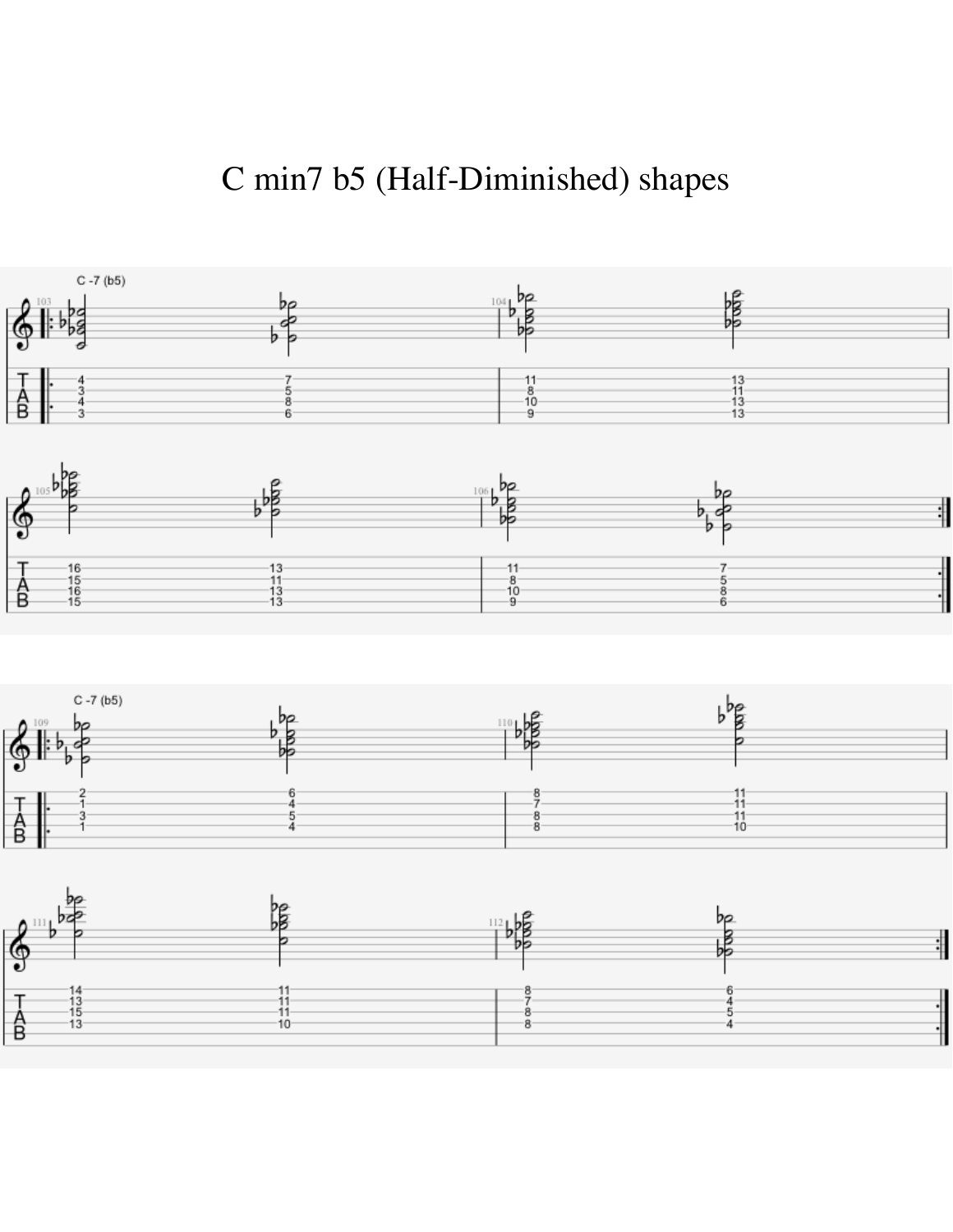# C min7 b5 (Half-Diminished) shapes

C -7 (b5)

| String | 103 | | 104 | |
|---|---|---|---|---|
| 1 | 4 | 7 | 11 | 13 |
| 2 | 3 | 5 | 8 | 11 |
| 3 | 4 | 8 | 10 | 13 |
| 4 | 3 | 6 | 9 | 13 |

| String | 105 | | 106 | |
|---|---|---|---|---|
| 1 | 16 | 13 | 11 | 7 |
| 2 | 15 | 11 | 8 | 5 |
| 3 | 16 | 13 | 10 | 8 |
| 4 | 15 | 13 | 9 | 6 |

C -7 (b5)

| String | 109 | | 110 | |
|---|---|---|---|---|
| 1 | 2 | 6 | 8 | 11 |
| 2 | 1 | 4 | 7 | 11 |
| 3 | 3 | 5 | 8 | 11 |
| 4 | 1 | 4 | 8 | 10 |

| String | 111 | | 112 | |
|---|---|---|---|---|
| 1 | 14 | 11 | 8 | 6 |
| 2 | 13 | 11 | 7 | 4 |
| 3 | 15 | 11 | 8 | 5 |
| 4 | 13 | 10 | 8 | 4 |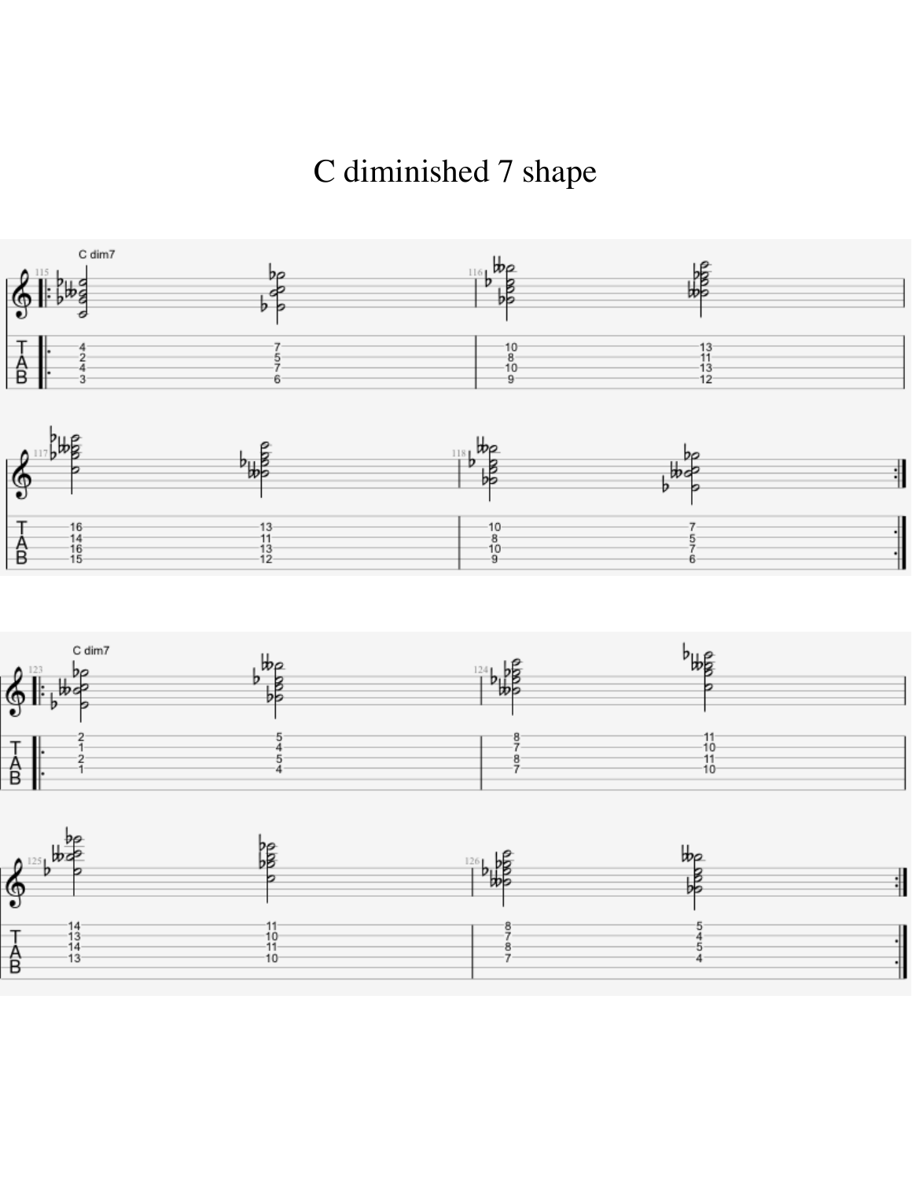# C diminished 7 shape

C dim7

```
    115                                   116
T |.-4----------------7----------|--10---------------13----------|
A |--2----------------5----------|--8----------------11----------|
B |.-4----------------7----------|--10---------------13----------|
  |--3----------------6----------|--9----------------12----------|

    117                                   118
T |--16---------------13---------|--10---------------7---------.||
A |--14---------------11---------|--8----------------5----------||
B |--16---------------13---------|--10---------------7----------||
  |--15---------------12---------|--9----------------6---------.||
```

C dim7

```
    123                                   124
T |.-2----------------5----------|--8----------------11----------|
A |--1----------------4----------|--7----------------10----------|
B |.-2----------------5----------|--8----------------11----------|
  |--1----------------4----------|--7----------------10----------|

    125                                   126
T |--14---------------11---------|--8----------------5---------.||
A |--13---------------10---------|--7----------------4----------||
B |--14---------------11---------|--8----------------5----------||
  |--13---------------10---------|--7----------------4---------.||
```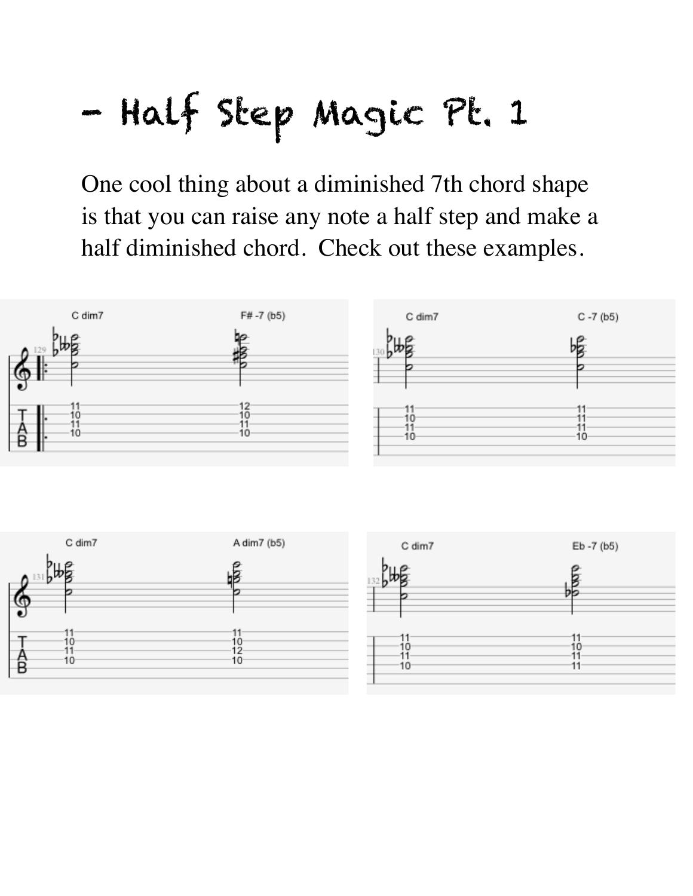# - Half Step Magic Pt. 1

One cool thing about a diminished 7th chord shape is that you can raise any note a half step and make a half diminished chord. Check out these examples.

C dim7 | F# -7 (b5)

```
T |-11-----12-
A |-10-----10-
  |-11-----11-
B |-10-----10-
```

C dim7 | C -7 (b5)

```
T |-11-----11-
A |-10-----11-
  |-11-----11-
B |-10-----10-
```

C dim7 | A dim7 (b5)

```
T |-11-----11-
A |-10-----10-
  |-11-----12-
B |-10-----10-
```

C dim7 | Eb -7 (b5)

```
T |-11-----11-
A |-10-----10-
  |-11-----11-
B |-10-----11-
```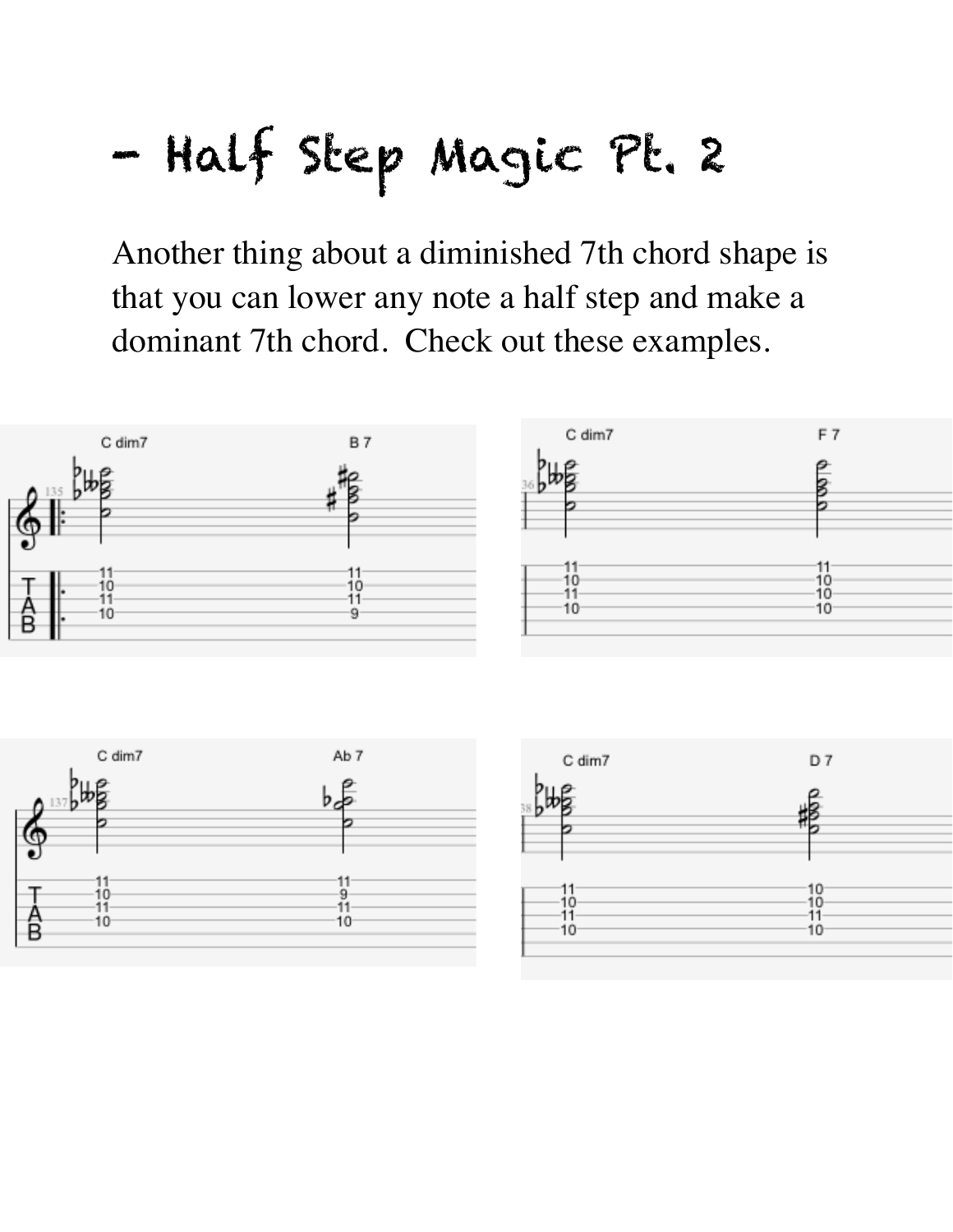# - Half Step Magic Pt. 2

Another thing about a diminished 7th chord shape is that you can lower any note a half step and make a dominant 7th chord. Check out these examples.

C dim7 B 7

C dim7 F 7

C dim7 Ab 7

C dim7 D 7